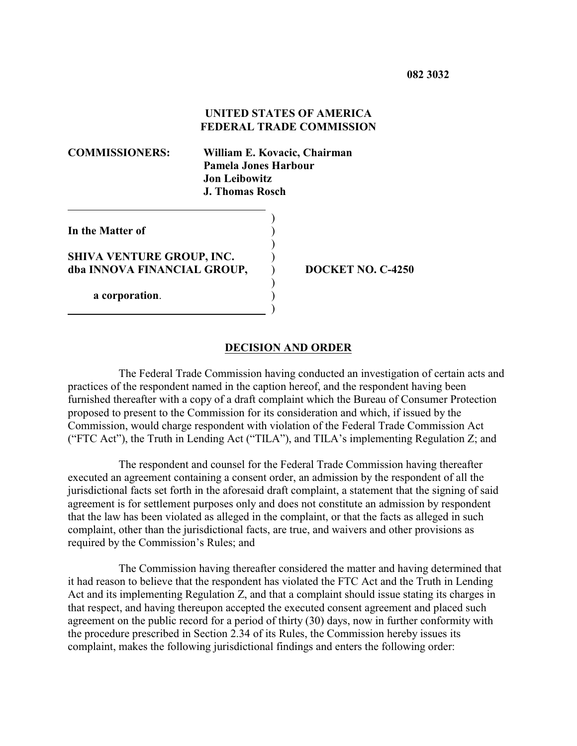**082 3032**

**UNITED STATES OF AMERICA**
**FEDERAL TRADE COMMISSION**

**COMMISSIONERS:** **William E. Kovacic, Chairman**
**Pamela Jones Harbour**
**Jon Leibowitz**
**J. Thomas Rosch**

**In the Matter of**

**SHIVA VENTURE GROUP, INC.**
**dba INNOVA FINANCIAL GROUP,**

**a corporation.**

**DOCKET NO. C-4250**

## DECISION AND ORDER

The Federal Trade Commission having conducted an investigation of certain acts and practices of the respondent named in the caption hereof, and the respondent having been furnished thereafter with a copy of a draft complaint which the Bureau of Consumer Protection proposed to present to the Commission for its consideration and which, if issued by the Commission, would charge respondent with violation of the Federal Trade Commission Act ("FTC Act"), the Truth in Lending Act ("TILA"), and TILA's implementing Regulation Z; and

The respondent and counsel for the Federal Trade Commission having thereafter executed an agreement containing a consent order, an admission by the respondent of all the jurisdictional facts set forth in the aforesaid draft complaint, a statement that the signing of said agreement is for settlement purposes only and does not constitute an admission by respondent that the law has been violated as alleged in the complaint, or that the facts as alleged in such complaint, other than the jurisdictional facts, are true, and waivers and other provisions as required by the Commission's Rules; and

The Commission having thereafter considered the matter and having determined that it had reason to believe that the respondent has violated the FTC Act and the Truth in Lending Act and its implementing Regulation Z, and that a complaint should issue stating its charges in that respect, and having thereupon accepted the executed consent agreement and placed such agreement on the public record for a period of thirty (30) days, now in further conformity with the procedure prescribed in Section 2.34 of its Rules, the Commission hereby issues its complaint, makes the following jurisdictional findings and enters the following order: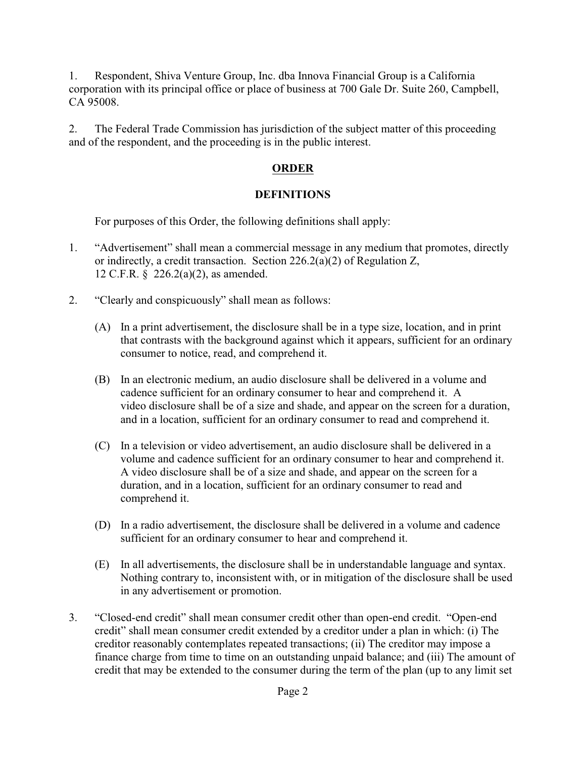1. Respondent, Shiva Venture Group, Inc. dba Innova Financial Group is a California corporation with its principal office or place of business at 700 Gale Dr. Suite 260, Campbell, CA 95008.

2. The Federal Trade Commission has jurisdiction of the subject matter of this proceeding and of the respondent, and the proceeding is in the public interest.

## ORDER

### DEFINITIONS

For purposes of this Order, the following definitions shall apply:

1. "Advertisement" shall mean a commercial message in any medium that promotes, directly or indirectly, a credit transaction. Section 226.2(a)(2) of Regulation Z, 12 C.F.R. § 226.2(a)(2), as amended.

2. "Clearly and conspicuously" shall mean as follows:

   (A) In a print advertisement, the disclosure shall be in a type size, location, and in print that contrasts with the background against which it appears, sufficient for an ordinary consumer to notice, read, and comprehend it.

   (B) In an electronic medium, an audio disclosure shall be delivered in a volume and cadence sufficient for an ordinary consumer to hear and comprehend it. A video disclosure shall be of a size and shade, and appear on the screen for a duration, and in a location, sufficient for an ordinary consumer to read and comprehend it.

   (C) In a television or video advertisement, an audio disclosure shall be delivered in a volume and cadence sufficient for an ordinary consumer to hear and comprehend it. A video disclosure shall be of a size and shade, and appear on the screen for a duration, and in a location, sufficient for an ordinary consumer to read and comprehend it.

   (D) In a radio advertisement, the disclosure shall be delivered in a volume and cadence sufficient for an ordinary consumer to hear and comprehend it.

   (E) In all advertisements, the disclosure shall be in understandable language and syntax. Nothing contrary to, inconsistent with, or in mitigation of the disclosure shall be used in any advertisement or promotion.

3. "Closed-end credit" shall mean consumer credit other than open-end credit. "Open-end credit" shall mean consumer credit extended by a creditor under a plan in which: (i) The creditor reasonably contemplates repeated transactions; (ii) The creditor may impose a finance charge from time to time on an outstanding unpaid balance; and (iii) The amount of credit that may be extended to the consumer during the term of the plan (up to any limit set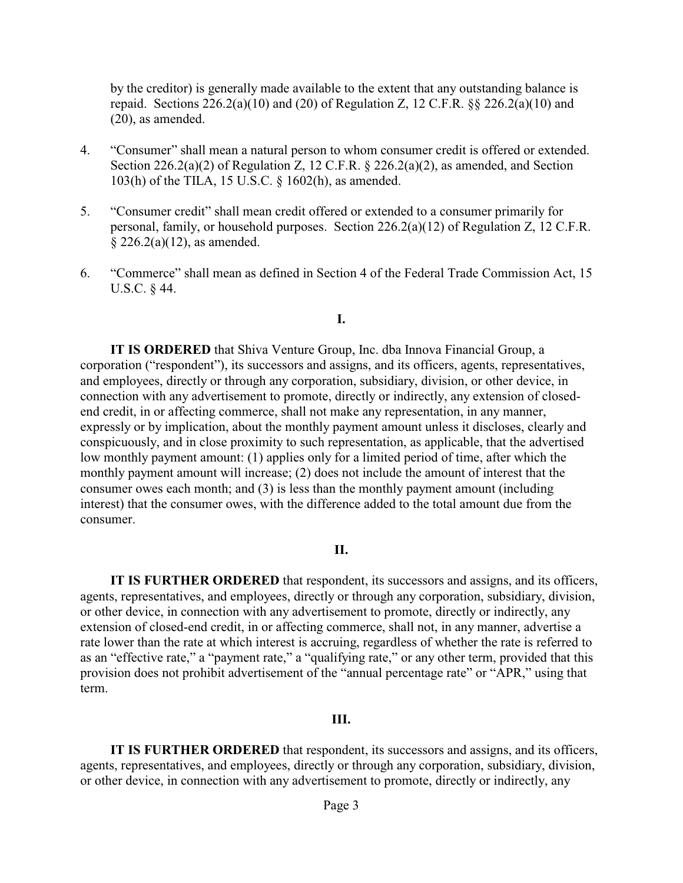by the creditor) is generally made available to the extent that any outstanding balance is repaid. Sections 226.2(a)(10) and (20) of Regulation Z, 12 C.F.R. §§ 226.2(a)(10) and (20), as amended.

4. "Consumer" shall mean a natural person to whom consumer credit is offered or extended. Section 226.2(a)(2) of Regulation Z, 12 C.F.R. § 226.2(a)(2), as amended, and Section 103(h) of the TILA, 15 U.S.C. § 1602(h), as amended.

5. "Consumer credit" shall mean credit offered or extended to a consumer primarily for personal, family, or household purposes. Section 226.2(a)(12) of Regulation Z, 12 C.F.R. § 226.2(a)(12), as amended.

6. "Commerce" shall mean as defined in Section 4 of the Federal Trade Commission Act, 15 U.S.C. § 44.

## I.

**IT IS ORDERED** that Shiva Venture Group, Inc. dba Innova Financial Group, a corporation ("respondent"), its successors and assigns, and its officers, agents, representatives, and employees, directly or through any corporation, subsidiary, division, or other device, in connection with any advertisement to promote, directly or indirectly, any extension of closed-end credit, in or affecting commerce, shall not make any representation, in any manner, expressly or by implication, about the monthly payment amount unless it discloses, clearly and conspicuously, and in close proximity to such representation, as applicable, that the advertised low monthly payment amount: (1) applies only for a limited period of time, after which the monthly payment amount will increase; (2) does not include the amount of interest that the consumer owes each month; and (3) is less than the monthly payment amount (including interest) that the consumer owes, with the difference added to the total amount due from the consumer.

## II.

**IT IS FURTHER ORDERED** that respondent, its successors and assigns, and its officers, agents, representatives, and employees, directly or through any corporation, subsidiary, division, or other device, in connection with any advertisement to promote, directly or indirectly, any extension of closed-end credit, in or affecting commerce, shall not, in any manner, advertise a rate lower than the rate at which interest is accruing, regardless of whether the rate is referred to as an "effective rate," a "payment rate," a "qualifying rate," or any other term, provided that this provision does not prohibit advertisement of the "annual percentage rate" or "APR," using that term.

## III.

**IT IS FURTHER ORDERED** that respondent, its successors and assigns, and its officers, agents, representatives, and employees, directly or through any corporation, subsidiary, division, or other device, in connection with any advertisement to promote, directly or indirectly, any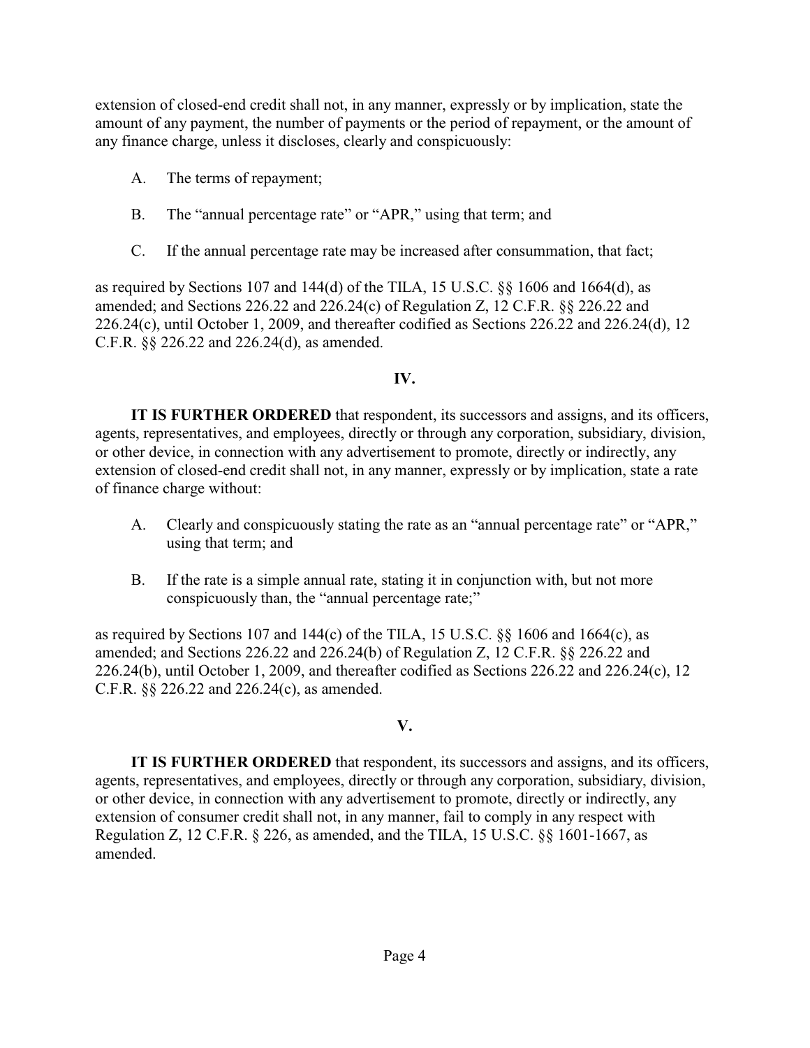extension of closed-end credit shall not, in any manner, expressly or by implication, state the amount of any payment, the number of payments or the period of repayment, or the amount of any finance charge, unless it discloses, clearly and conspicuously:

A. The terms of repayment;

B. The "annual percentage rate" or "APR," using that term; and

C. If the annual percentage rate may be increased after consummation, that fact;

as required by Sections 107 and 144(d) of the TILA, 15 U.S.C. §§ 1606 and 1664(d), as amended; and Sections 226.22 and 226.24(c) of Regulation Z, 12 C.F.R. §§ 226.22 and 226.24(c), until October 1, 2009, and thereafter codified as Sections 226.22 and 226.24(d), 12 C.F.R. §§ 226.22 and 226.24(d), as amended.

**IV.**

**IT IS FURTHER ORDERED** that respondent, its successors and assigns, and its officers, agents, representatives, and employees, directly or through any corporation, subsidiary, division, or other device, in connection with any advertisement to promote, directly or indirectly, any extension of closed-end credit shall not, in any manner, expressly or by implication, state a rate of finance charge without:

A. Clearly and conspicuously stating the rate as an "annual percentage rate" or "APR," using that term; and

B. If the rate is a simple annual rate, stating it in conjunction with, but not more conspicuously than, the "annual percentage rate;"

as required by Sections 107 and 144(c) of the TILA, 15 U.S.C. §§ 1606 and 1664(c), as amended; and Sections 226.22 and 226.24(b) of Regulation Z, 12 C.F.R. §§ 226.22 and 226.24(b), until October 1, 2009, and thereafter codified as Sections 226.22 and 226.24(c), 12 C.F.R. §§ 226.22 and 226.24(c), as amended.

**V.**

**IT IS FURTHER ORDERED** that respondent, its successors and assigns, and its officers, agents, representatives, and employees, directly or through any corporation, subsidiary, division, or other device, in connection with any advertisement to promote, directly or indirectly, any extension of consumer credit shall not, in any manner, fail to comply in any respect with Regulation Z, 12 C.F.R. § 226, as amended, and the TILA, 15 U.S.C. §§ 1601-1667, as amended.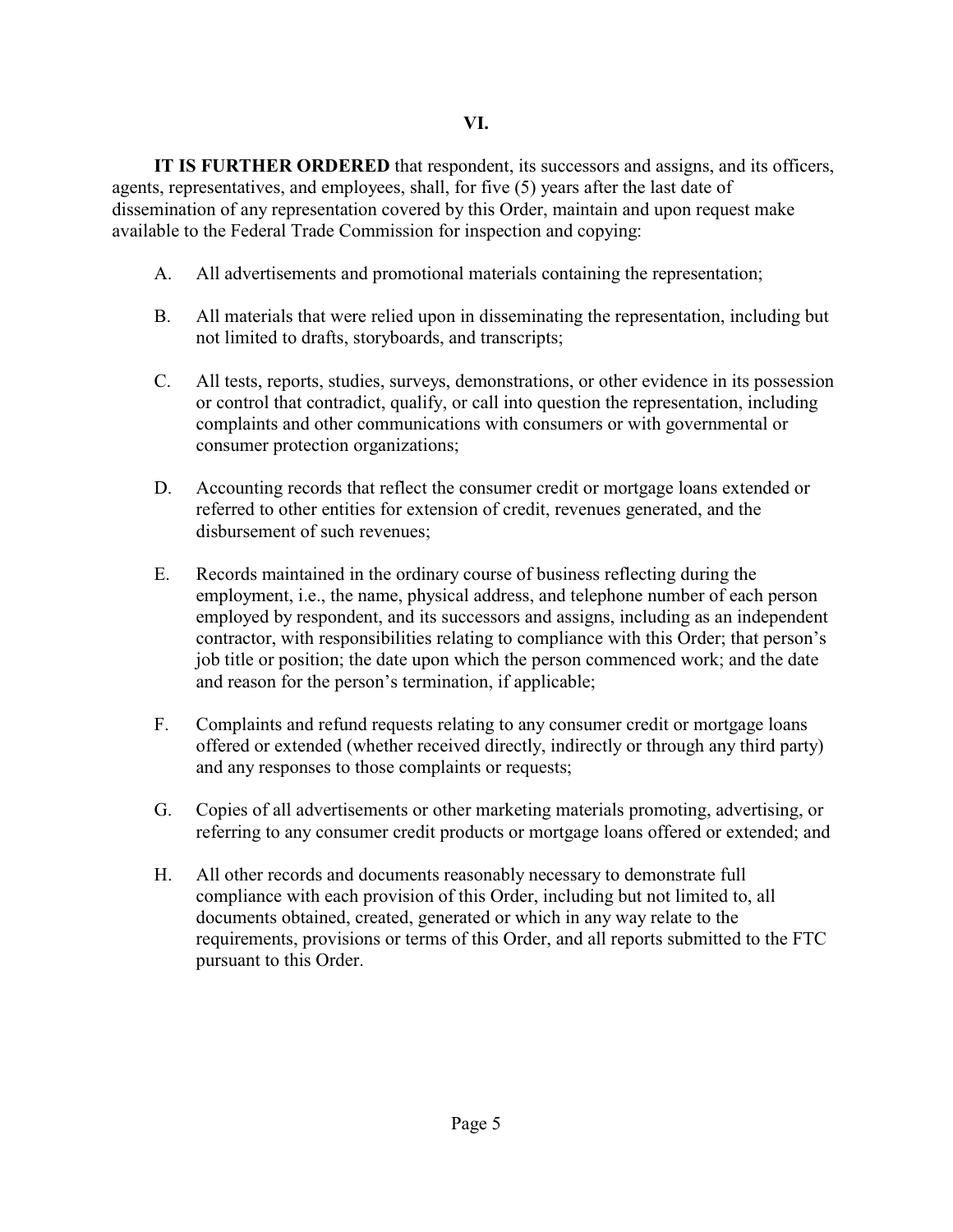## VI.

**IT IS FURTHER ORDERED** that respondent, its successors and assigns, and its officers, agents, representatives, and employees, shall, for five (5) years after the last date of dissemination of any representation covered by this Order, maintain and upon request make available to the Federal Trade Commission for inspection and copying:

A. All advertisements and promotional materials containing the representation;

B. All materials that were relied upon in disseminating the representation, including but not limited to drafts, storyboards, and transcripts;

C. All tests, reports, studies, surveys, demonstrations, or other evidence in its possession or control that contradict, qualify, or call into question the representation, including complaints and other communications with consumers or with governmental or consumer protection organizations;

D. Accounting records that reflect the consumer credit or mortgage loans extended or referred to other entities for extension of credit, revenues generated, and the disbursement of such revenues;

E. Records maintained in the ordinary course of business reflecting during the employment, i.e., the name, physical address, and telephone number of each person employed by respondent, and its successors and assigns, including as an independent contractor, with responsibilities relating to compliance with this Order; that person's job title or position; the date upon which the person commenced work; and the date and reason for the person's termination, if applicable;

F. Complaints and refund requests relating to any consumer credit or mortgage loans offered or extended (whether received directly, indirectly or through any third party) and any responses to those complaints or requests;

G. Copies of all advertisements or other marketing materials promoting, advertising, or referring to any consumer credit products or mortgage loans offered or extended; and

H. All other records and documents reasonably necessary to demonstrate full compliance with each provision of this Order, including but not limited to, all documents obtained, created, generated or which in any way relate to the requirements, provisions or terms of this Order, and all reports submitted to the FTC pursuant to this Order.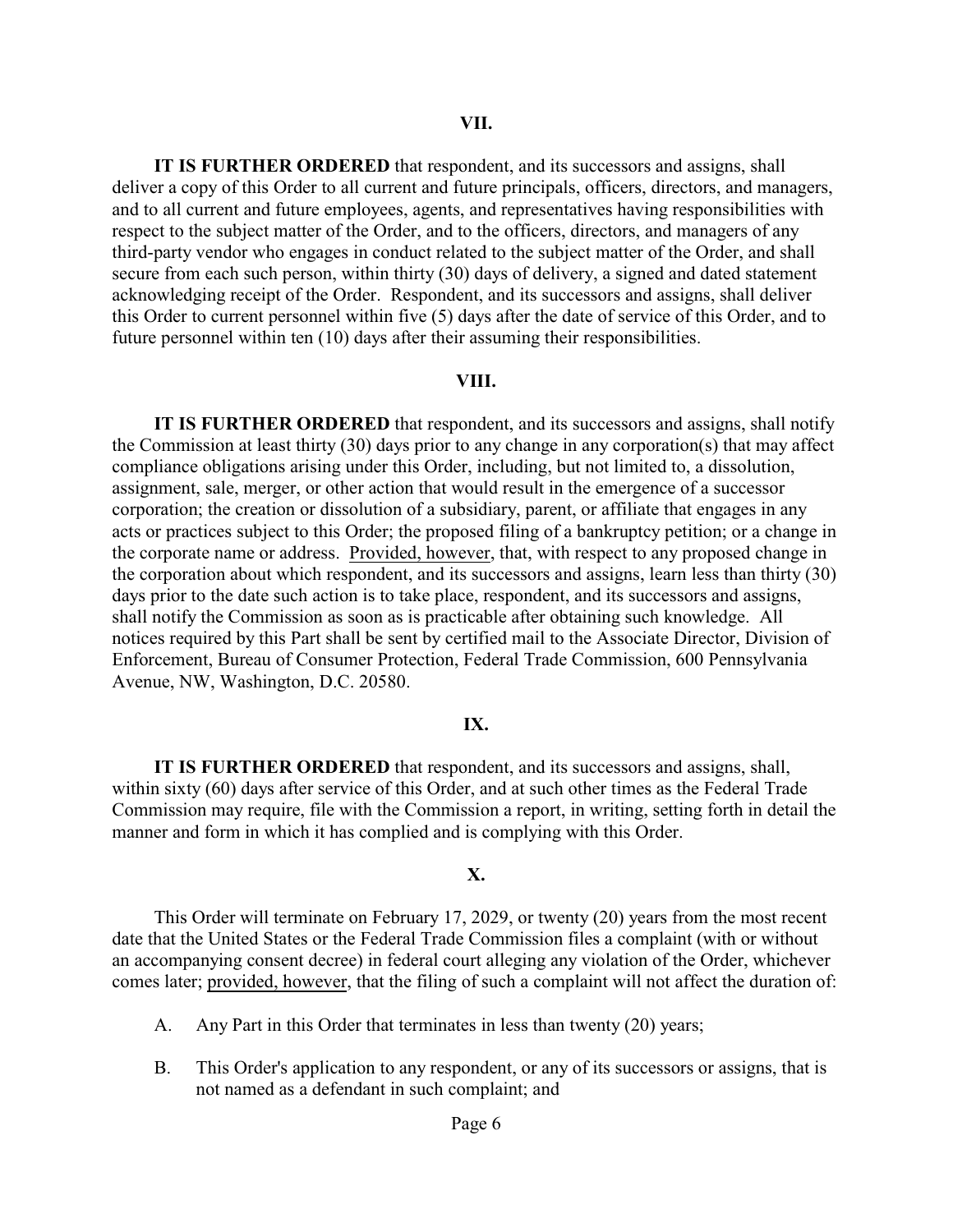## VII.

**IT IS FURTHER ORDERED** that respondent, and its successors and assigns, shall deliver a copy of this Order to all current and future principals, officers, directors, and managers, and to all current and future employees, agents, and representatives having responsibilities with respect to the subject matter of the Order, and to the officers, directors, and managers of any third-party vendor who engages in conduct related to the subject matter of the Order, and shall secure from each such person, within thirty (30) days of delivery, a signed and dated statement acknowledging receipt of the Order. Respondent, and its successors and assigns, shall deliver this Order to current personnel within five (5) days after the date of service of this Order, and to future personnel within ten (10) days after their assuming their responsibilities.

## VIII.

**IT IS FURTHER ORDERED** that respondent, and its successors and assigns, shall notify the Commission at least thirty (30) days prior to any change in any corporation(s) that may affect compliance obligations arising under this Order, including, but not limited to, a dissolution, assignment, sale, merger, or other action that would result in the emergence of a successor corporation; the creation or dissolution of a subsidiary, parent, or affiliate that engages in any acts or practices subject to this Order; the proposed filing of a bankruptcy petition; or a change in the corporate name or address. Provided, however, that, with respect to any proposed change in the corporation about which respondent, and its successors and assigns, learn less than thirty (30) days prior to the date such action is to take place, respondent, and its successors and assigns, shall notify the Commission as soon as is practicable after obtaining such knowledge. All notices required by this Part shall be sent by certified mail to the Associate Director, Division of Enforcement, Bureau of Consumer Protection, Federal Trade Commission, 600 Pennsylvania Avenue, NW, Washington, D.C. 20580.

## IX.

**IT IS FURTHER ORDERED** that respondent, and its successors and assigns, shall, within sixty (60) days after service of this Order, and at such other times as the Federal Trade Commission may require, file with the Commission a report, in writing, setting forth in detail the manner and form in which it has complied and is complying with this Order.

## X.

This Order will terminate on February 17, 2029, or twenty (20) years from the most recent date that the United States or the Federal Trade Commission files a complaint (with or without an accompanying consent decree) in federal court alleging any violation of the Order, whichever comes later; provided, however, that the filing of such a complaint will not affect the duration of:

A. Any Part in this Order that terminates in less than twenty (20) years;

B. This Order's application to any respondent, or any of its successors or assigns, that is not named as a defendant in such complaint; and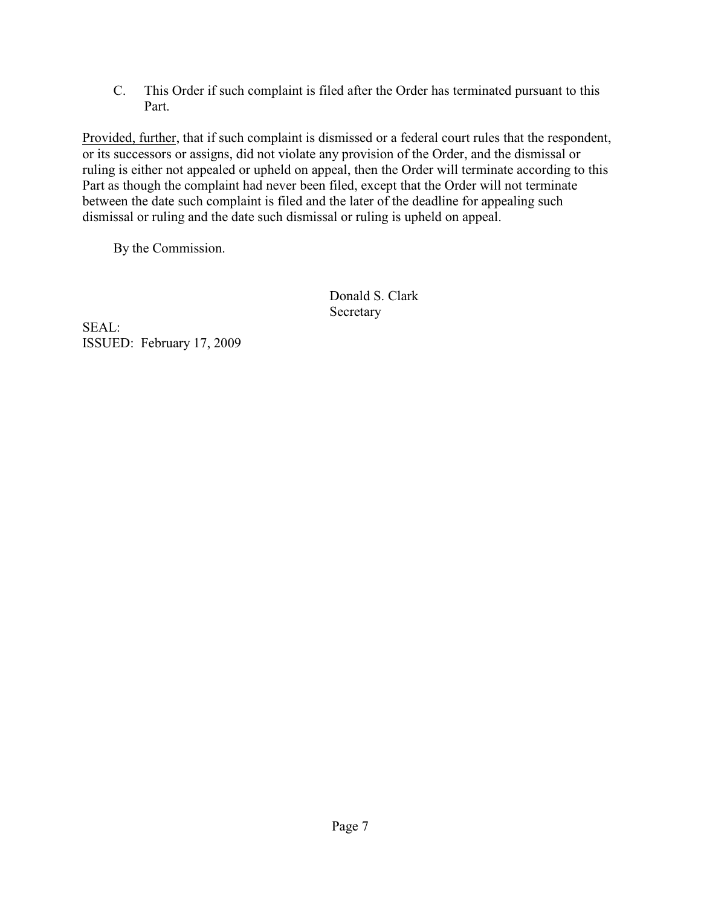C. This Order if such complaint is filed after the Order has terminated pursuant to this Part.

Provided, further, that if such complaint is dismissed or a federal court rules that the respondent, or its successors or assigns, did not violate any provision of the Order, and the dismissal or ruling is either not appealed or upheld on appeal, then the Order will terminate according to this Part as though the complaint had never been filed, except that the Order will not terminate between the date such complaint is filed and the later of the deadline for appealing such dismissal or ruling and the date such dismissal or ruling is upheld on appeal.

By the Commission.

Donald S. Clark
Secretary

SEAL:
ISSUED: February 17, 2009